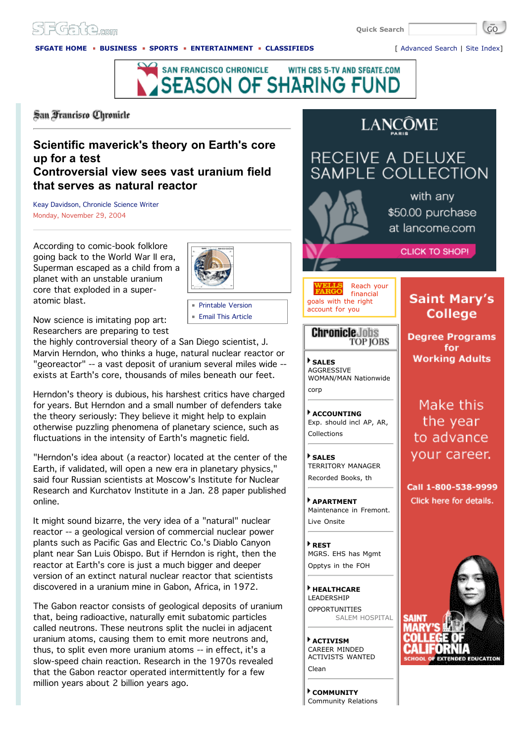# Scientific maverick's theory on Earth's core up for a test

## Controversial view sees vast uranium field that serves as natural reactor

Keay Davidson, Chronicle Science Writer

Monday, November 29, 2004

According to comic-book folklore going back to the World War II era, Superman escaped as a child from a planet with an unstable uranium core that exploded in a super-atomic blast.

Now science is imitating pop art: Researchers are preparing to test the highly controversial theory of a San Diego scientist, J. Marvin Herndon, who thinks a huge, natural nuclear reactor or "georeactor" -- a vast deposit of uranium several miles wide -- exists at Earth's core, thousands of miles beneath our feet.

Herndon's theory is dubious, his harshest critics have charged for years. But Herndon and a small number of defenders take the theory seriously: They believe it might help to explain otherwise puzzling phenomena of planetary science, such as fluctuations in the intensity of Earth's magnetic field.

"Herndon's idea about (a reactor) located at the center of the Earth, if validated, will open a new era in planetary physics," said four Russian scientists at Moscow's Institute for Nuclear Research and Kurchatov Institute in a Jan. 28 paper published online.

It might sound bizarre, the very idea of a "natural" nuclear reactor -- a geological version of commercial nuclear power plants such as Pacific Gas and Electric Co.'s Diablo Canyon plant near San Luis Obispo. But if Herndon is right, then the reactor at Earth's core is just a much bigger and deeper version of an extinct natural nuclear reactor that scientists discovered in a uranium mine in Gabon, Africa, in 1972.

The Gabon reactor consists of geological deposits of uranium that, being radioactive, naturally emit subatomic particles called neutrons. These neutrons split the nuclei in adjacent uranium atoms, causing them to emit more neutrons and, thus, to split even more uranium atoms -- in effect, it's a slow-speed chain reaction. Research in the 1970s revealed that the Gabon reactor operated intermittently for a few million years about 2 billion years ago.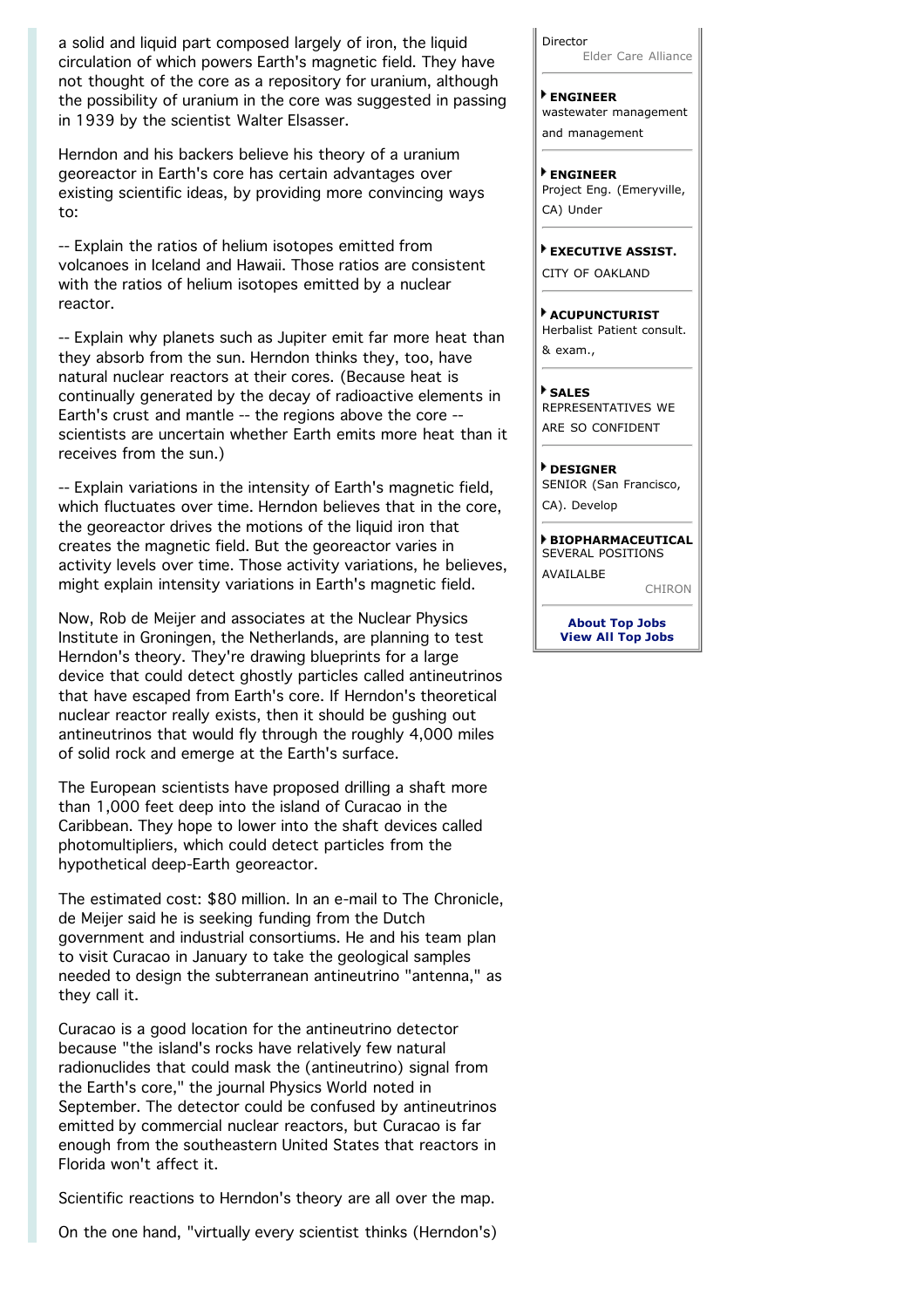a solid and liquid part composed largely of iron, the liquid circulation of which powers Earth's magnetic field. They have not thought of the core as a repository for uranium, although the possibility of uranium in the core was suggested in passing in 1939 by the scientist Walter Elsasser.

Herndon and his backers believe his theory of a uranium georeactor in Earth's core has certain advantages over existing scientific ideas, by providing more convincing ways to:

-- Explain the ratios of helium isotopes emitted from volcanoes in Iceland and Hawaii. Those ratios are consistent with the ratios of helium isotopes emitted by a nuclear reactor.

-- Explain why planets such as Jupiter emit far more heat than they absorb from the sun. Herndon thinks they, too, have natural nuclear reactors at their cores. (Because heat is continually generated by the decay of radioactive elements in Earth's crust and mantle -- the regions above the core -- scientists are uncertain whether Earth emits more heat than it receives from the sun.)

-- Explain variations in the intensity of Earth's magnetic field, which fluctuates over time. Herndon believes that in the core, the georeactor drives the motions of the liquid iron that creates the magnetic field. But the georeactor varies in activity levels over time. Those activity variations, he believes, might explain intensity variations in Earth's magnetic field.

Now, Rob de Meijer and associates at the Nuclear Physics Institute in Groningen, the Netherlands, are planning to test Herndon's theory. They're drawing blueprints for a large device that could detect ghostly particles called antineutrinos that have escaped from Earth's core. If Herndon's theoretical nuclear reactor really exists, then it should be gushing out antineutrinos that would fly through the roughly 4,000 miles of solid rock and emerge at the Earth's surface.

The European scientists have proposed drilling a shaft more than 1,000 feet deep into the island of Curacao in the Caribbean. They hope to lower into the shaft devices called photomultipliers, which could detect particles from the hypothetical deep-Earth georeactor.

The estimated cost: $80 million. In an e-mail to The Chronicle, de Meijer said he is seeking funding from the Dutch government and industrial consortiums. He and his team plan to visit Curacao in January to take the geological samples needed to design the subterranean antineutrino "antenna," as they call it.

Curacao is a good location for the antineutrino detector because "the island's rocks have relatively few natural radionuclides that could mask the (antineutrino) signal from the Earth's core," the journal Physics World noted in September. The detector could be confused by antineutrinos emitted by commercial nuclear reactors, but Curacao is far enough from the southeastern United States that reactors in Florida won't affect it.

Scientific reactions to Herndon's theory are all over the map.

On the one hand, "virtually every scientist thinks (Herndon's)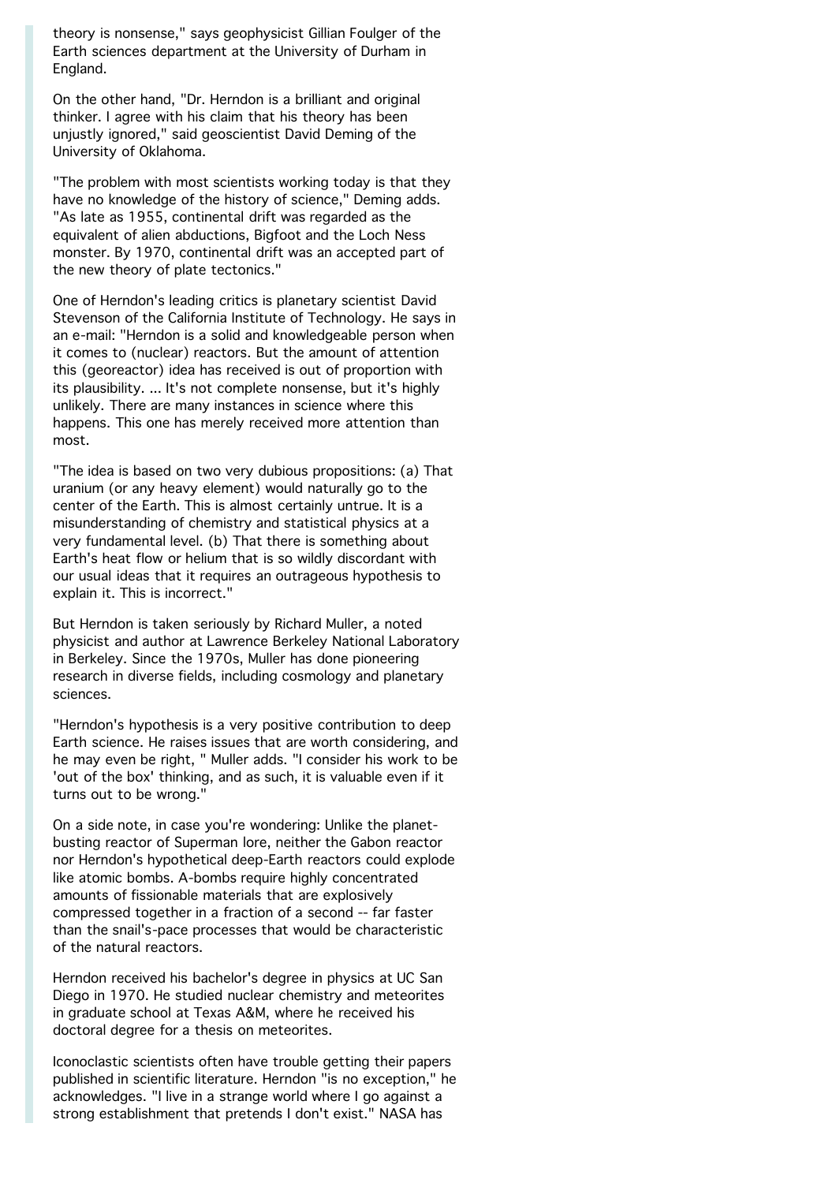theory is nonsense," says geophysicist Gillian Foulger of the Earth sciences department at the University of Durham in England.

On the other hand, "Dr. Herndon is a brilliant and original thinker. I agree with his claim that his theory has been unjustly ignored," said geoscientist David Deming of the University of Oklahoma.

"The problem with most scientists working today is that they have no knowledge of the history of science," Deming adds. "As late as 1955, continental drift was regarded as the equivalent of alien abductions, Bigfoot and the Loch Ness monster. By 1970, continental drift was an accepted part of the new theory of plate tectonics."

One of Herndon's leading critics is planetary scientist David Stevenson of the California Institute of Technology. He says in an e-mail: "Herndon is a solid and knowledgeable person when it comes to (nuclear) reactors. But the amount of attention this (georeactor) idea has received is out of proportion with its plausibility. ... It's not complete nonsense, but it's highly unlikely. There are many instances in science where this happens. This one has merely received more attention than most.

"The idea is based on two very dubious propositions: (a) That uranium (or any heavy element) would naturally go to the center of the Earth. This is almost certainly untrue. It is a misunderstanding of chemistry and statistical physics at a very fundamental level. (b) That there is something about Earth's heat flow or helium that is so wildly discordant with our usual ideas that it requires an outrageous hypothesis to explain it. This is incorrect."

But Herndon is taken seriously by Richard Muller, a noted physicist and author at Lawrence Berkeley National Laboratory in Berkeley. Since the 1970s, Muller has done pioneering research in diverse fields, including cosmology and planetary sciences.

"Herndon's hypothesis is a very positive contribution to deep Earth science. He raises issues that are worth considering, and he may even be right, " Muller adds. "I consider his work to be 'out of the box' thinking, and as such, it is valuable even if it turns out to be wrong."

On a side note, in case you're wondering: Unlike the planet-busting reactor of Superman lore, neither the Gabon reactor nor Herndon's hypothetical deep-Earth reactors could explode like atomic bombs. A-bombs require highly concentrated amounts of fissionable materials that are explosively compressed together in a fraction of a second -- far faster than the snail's-pace processes that would be characteristic of the natural reactors.

Herndon received his bachelor's degree in physics at UC San Diego in 1970. He studied nuclear chemistry and meteorites in graduate school at Texas A&M, where he received his doctoral degree for a thesis on meteorites.

Iconoclastic scientists often have trouble getting their papers published in scientific literature. Herndon "is no exception," he acknowledges. "I live in a strange world where I go against a strong establishment that pretends I don't exist." NASA has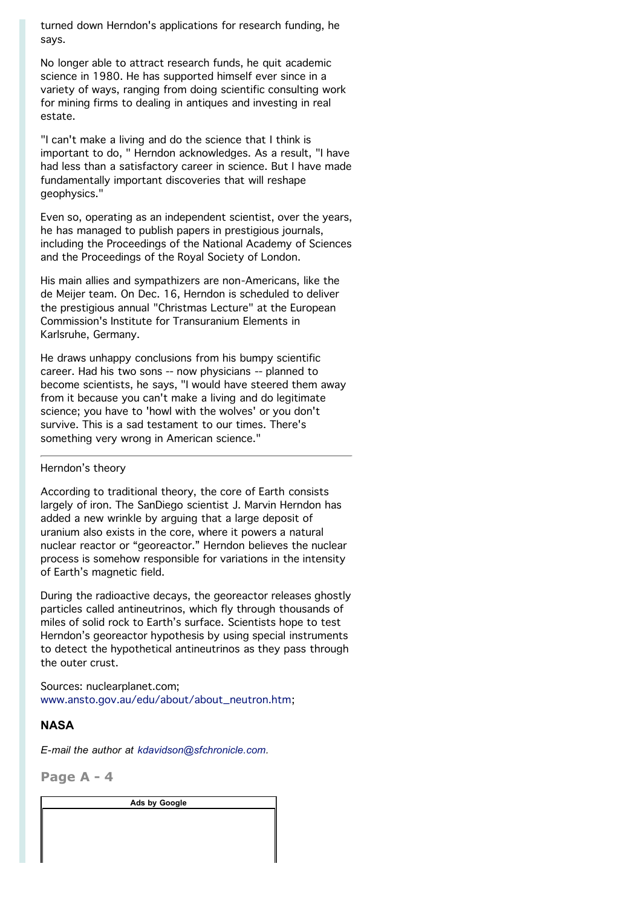turned down Herndon's applications for research funding, he says.

No longer able to attract research funds, he quit academic science in 1980. He has supported himself ever since in a variety of ways, ranging from doing scientific consulting work for mining firms to dealing in antiques and investing in real estate.

"I can't make a living and do the science that I think is important to do, " Herndon acknowledges. As a result, "I have had less than a satisfactory career in science. But I have made fundamentally important discoveries that will reshape geophysics."

Even so, operating as an independent scientist, over the years, he has managed to publish papers in prestigious journals, including the Proceedings of the National Academy of Sciences and the Proceedings of the Royal Society of London.

His main allies and sympathizers are non-Americans, like the de Meijer team. On Dec. 16, Herndon is scheduled to deliver the prestigious annual "Christmas Lecture" at the European Commission's Institute for Transuranium Elements in Karlsruhe, Germany.

He draws unhappy conclusions from his bumpy scientific career. Had his two sons -- now physicians -- planned to become scientists, he says, "I would have steered them away from it because you can't make a living and do legitimate science; you have to 'howl with the wolves' or you don't survive. This is a sad testament to our times. There's something very wrong in American science."

---

Herndon's theory

According to traditional theory, the core of Earth consists largely of iron. The SanDiego scientist J. Marvin Herndon has added a new wrinkle by arguing that a large deposit of uranium also exists in the core, where it powers a natural nuclear reactor or "georeactor." Herndon believes the nuclear process is somehow responsible for variations in the intensity of Earth's magnetic field.

During the radioactive decays, the georeactor releases ghostly particles called antineutrinos, which fly through thousands of miles of solid rock to Earth's surface. Scientists hope to test Herndon's georeactor hypothesis by using special instruments to detect the hypothetical antineutrinos as they pass through the outer crust.

Sources: nuclearplanet.com; www.ansto.gov.au/edu/about/about_neutron.htm;

**NASA**

*E-mail the author at kdavidson@sfchronicle.com.*

**Page A - 4**

Ads by Google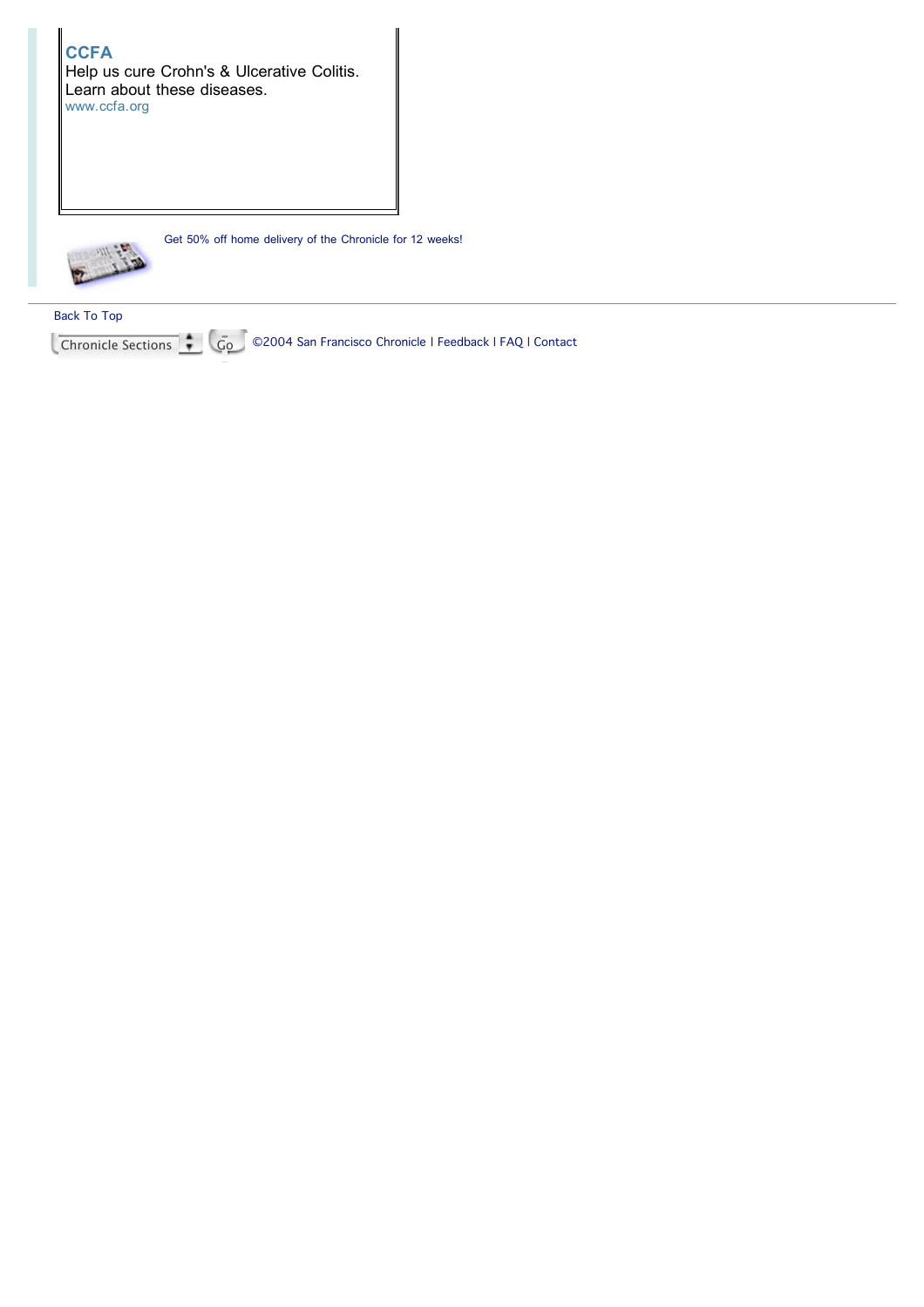**CCFA**
Help us cure Crohn's & Ulcerative Colitis.
Learn about these diseases.
www.ccfa.org

Get 50% off home delivery of the Chronicle for 12 weeks!

Back To Top

Chronicle Sections Go ©2004 San Francisco Chronicle | Feedback | FAQ | Contact